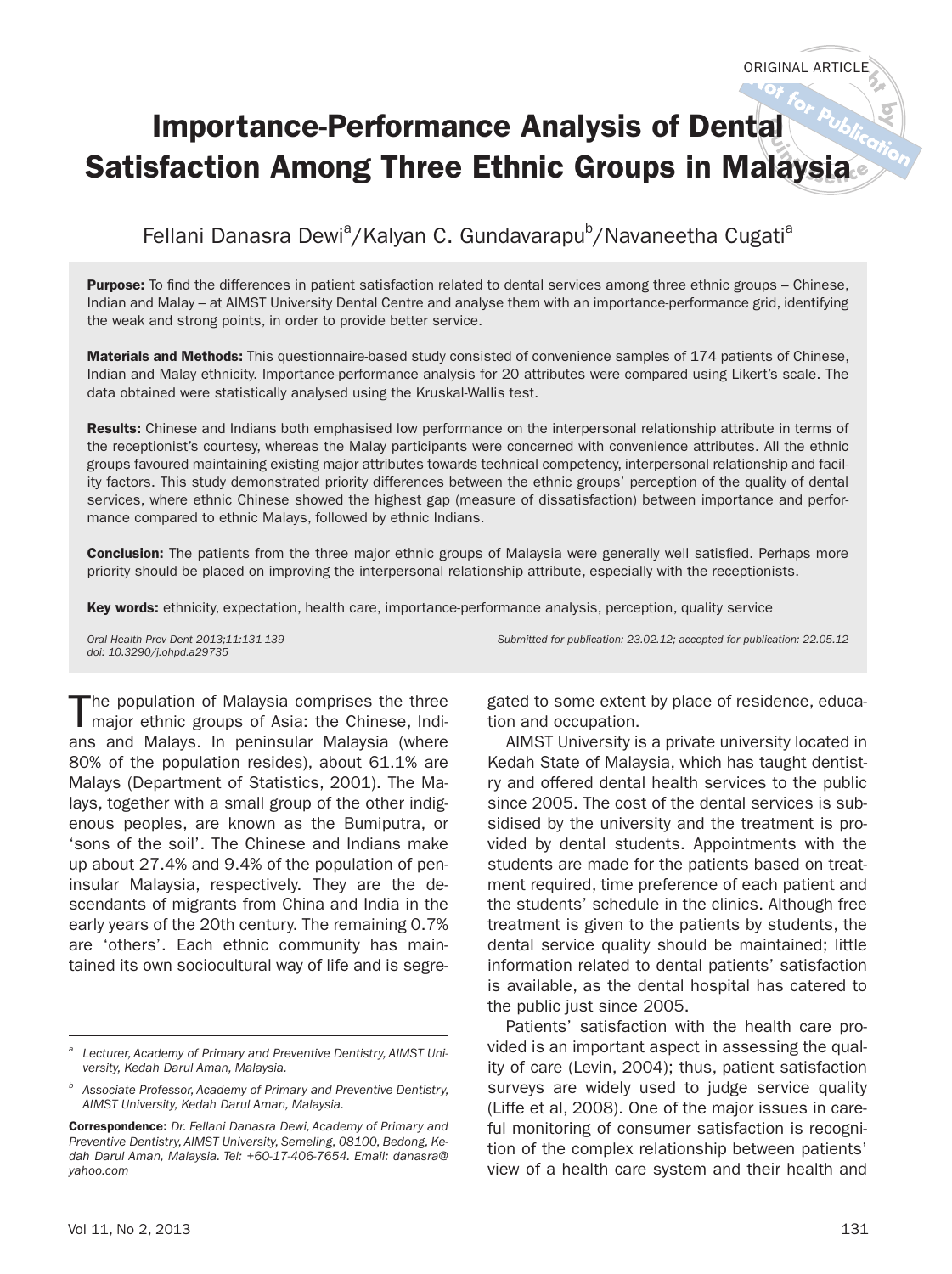ORIGINAL ARTICLE

# Importance-Performance Analysis of Dental Satisfaction Among Three Ethnic Groups in Malaysia

Fellani Danasra Dewi[a]/Kalyan C. Gundavarapu[b]/Navaneetha Cugati[a]

**Purpose:** To find the differences in patient satisfaction related to dental services among three ethnic groups – Chinese, Indian and Malay – at AIMST University Dental Centre and analyse them with an importance-performance grid, identifying the weak and strong points, in order to provide better service.

**Materials and Methods:** This questionnaire-based study consisted of convenience samples of 174 patients of Chinese, Indian and Malay ethnicity. Importance-performance analysis for 20 attributes were compared using Likert's scale. The data obtained were statistically analysed using the Kruskal-Wallis test.

**Results:** Chinese and Indians both emphasised low performance on the interpersonal relationship attribute in terms of the receptionist's courtesy, whereas the Malay participants were concerned with convenience attributes. All the ethnic groups favoured maintaining existing major attributes towards technical competency, interpersonal relationship and facility factors. This study demonstrated priority differences between the ethnic groups' perception of the quality of dental services, where ethnic Chinese showed the highest gap (measure of dissatisfaction) between importance and performance compared to ethnic Malays, followed by ethnic Indians.

**Conclusion:** The patients from the three major ethnic groups of Malaysia were generally well satisfied. Perhaps more priority should be placed on improving the interpersonal relationship attribute, especially with the receptionists.

**Key words:** ethnicity, expectation, health care, importance-performance analysis, perception, quality service

*Oral Health Prev Dent 2013;11:131-139*
*doi: 10.3290/j.ohpd.a29735*

*Submitted for publication: 23.02.12; accepted for publication: 22.05.12*

The population of Malaysia comprises the three major ethnic groups of Asia: the Chinese, Indians and Malays. In peninsular Malaysia (where 80% of the population resides), about 61.1% are Malays (Department of Statistics, 2001). The Malays, together with a small group of the other indigenous peoples, are known as the Bumiputra, or 'sons of the soil'. The Chinese and Indians make up about 27.4% and 9.4% of the population of peninsular Malaysia, respectively. They are the descendants of migrants from China and India in the early years of the 20th century. The remaining 0.7% are 'others'. Each ethnic community has maintained its own sociocultural way of life and is segregated to some extent by place of residence, education and occupation.

AIMST University is a private university located in Kedah State of Malaysia, which has taught dentistry and offered dental health services to the public since 2005. The cost of the dental services is subsidised by the university and the treatment is provided by dental students. Appointments with the students are made for the patients based on treatment required, time preference of each patient and the students' schedule in the clinics. Although free treatment is given to the patients by students, the dental service quality should be maintained; little information related to dental patients' satisfaction is available, as the dental hospital has catered to the public just since 2005.

Patients' satisfaction with the health care provided is an important aspect in assessing the quality of care (Levin, 2004); thus, patient satisfaction surveys are widely used to judge service quality (Liffe et al, 2008). One of the major issues in careful monitoring of consumer satisfaction is recognition of the complex relationship between patients' view of a health care system and their health and

---

[a] *Lecturer, Academy of Primary and Preventive Dentistry, AIMST University, Kedah Darul Aman, Malaysia.*

[b] *Associate Professor, Academy of Primary and Preventive Dentistry, AIMST University, Kedah Darul Aman, Malaysia.*

**Correspondence:** *Dr. Fellani Danasra Dewi, Academy of Primary and Preventive Dentistry, AIMST University, Semeling, 08100, Bedong, Kedah Darul Aman, Malaysia. Tel: +60-17-406-7654. Email: danasra@yahoo.com*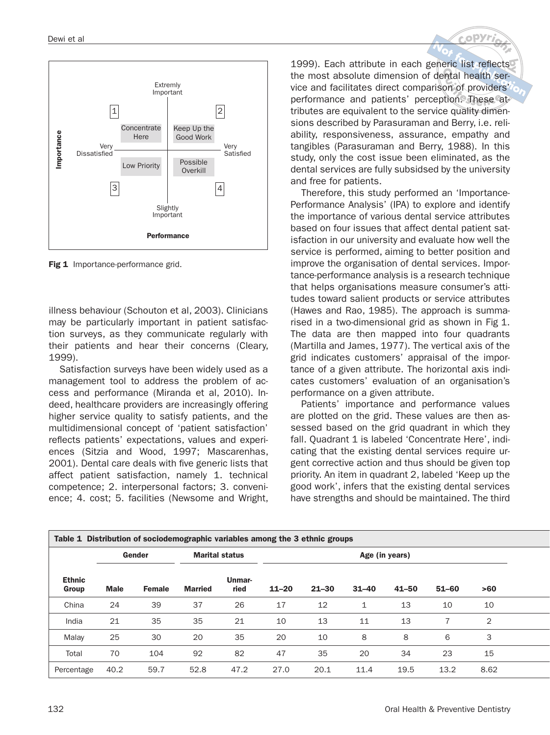Fig 1 Importance-performance grid.

illness behaviour (Schouton et al, 2003). Clinicians may be particularly important in patient satisfaction surveys, as they communicate regularly with their patients and hear their concerns (Cleary, 1999).

Satisfaction surveys have been widely used as a management tool to address the problem of access and performance (Miranda et al, 2010). Indeed, healthcare providers are increasingly offering higher service quality to satisfy patients, and the multidimensional concept of 'patient satisfaction' reflects patients' expectations, values and experiences (Sitzia and Wood, 1997; Mascarenhas, 2001). Dental care deals with five generic lists that affect patient satisfaction, namely 1. technical competence; 2. interpersonal factors; 3. convenience; 4. cost; 5. facilities (Newsome and Wright, 1999). Each attribute in each generic list reflects the most absolute dimension of dental health service and facilitates direct comparison of providers' performance and patients' perception. These attributes are equivalent to the service quality dimensions described by Parasuraman and Berry, i.e. reliability, responsiveness, assurance, empathy and tangibles (Parasuraman and Berry, 1988). In this study, only the cost issue been eliminated, as the dental services are fully subsidsed by the university and free for patients.

Therefore, this study performed an 'Importance-Performance Analysis' (IPA) to explore and identify the importance of various dental service attributes based on four issues that affect dental patient satisfaction in our university and evaluate how well the service is performed, aiming to better position and improve the organisation of dental services. Importance-performance analysis is a research technique that helps organisations measure consumer's attitudes toward salient products or service attributes (Hawes and Rao, 1985). The approach is summarised in a two-dimensional grid as shown in Fig 1. The data are then mapped into four quadrants (Martilla and James, 1977). The vertical axis of the grid indicates customers' appraisal of the importance of a given attribute. The horizontal axis indicates customers' evaluation of an organisation's performance on a given attribute.

Patients' importance and performance values are plotted on the grid. These values are then assessed based on the grid quadrant in which they fall. Quadrant 1 is labeled 'Concentrate Here', indicating that the existing dental services require urgent corrective action and thus should be given top priority. An item in quadrant 2, labeled 'Keep up the good work', infers that the existing dental services have strengths and should be maintained. The third

**Table 1 Distribution of sociodemographic variables among the 3 ethnic groups**

| | Gender | | Marital status | | Age (in years) | | | | | |
|---|---|---|---|---|---|---|---|---|---|---|
| Ethnic Group | Male | Female | Married | Unmarried | 11–20 | 21–30 | 31–40 | 41–50 | 51–60 | >60 |
| China | 24 | 39 | 37 | 26 | 17 | 12 | 1 | 13 | 10 | 10 |
| India | 21 | 35 | 35 | 21 | 10 | 13 | 11 | 13 | 7 | 2 |
| Malay | 25 | 30 | 20 | 35 | 20 | 10 | 8 | 8 | 6 | 3 |
| Total | 70 | 104 | 92 | 82 | 47 | 35 | 20 | 34 | 23 | 15 |
| Percentage | 40.2 | 59.7 | 52.8 | 47.2 | 27.0 | 20.1 | 11.4 | 19.5 | 13.2 | 8.62 |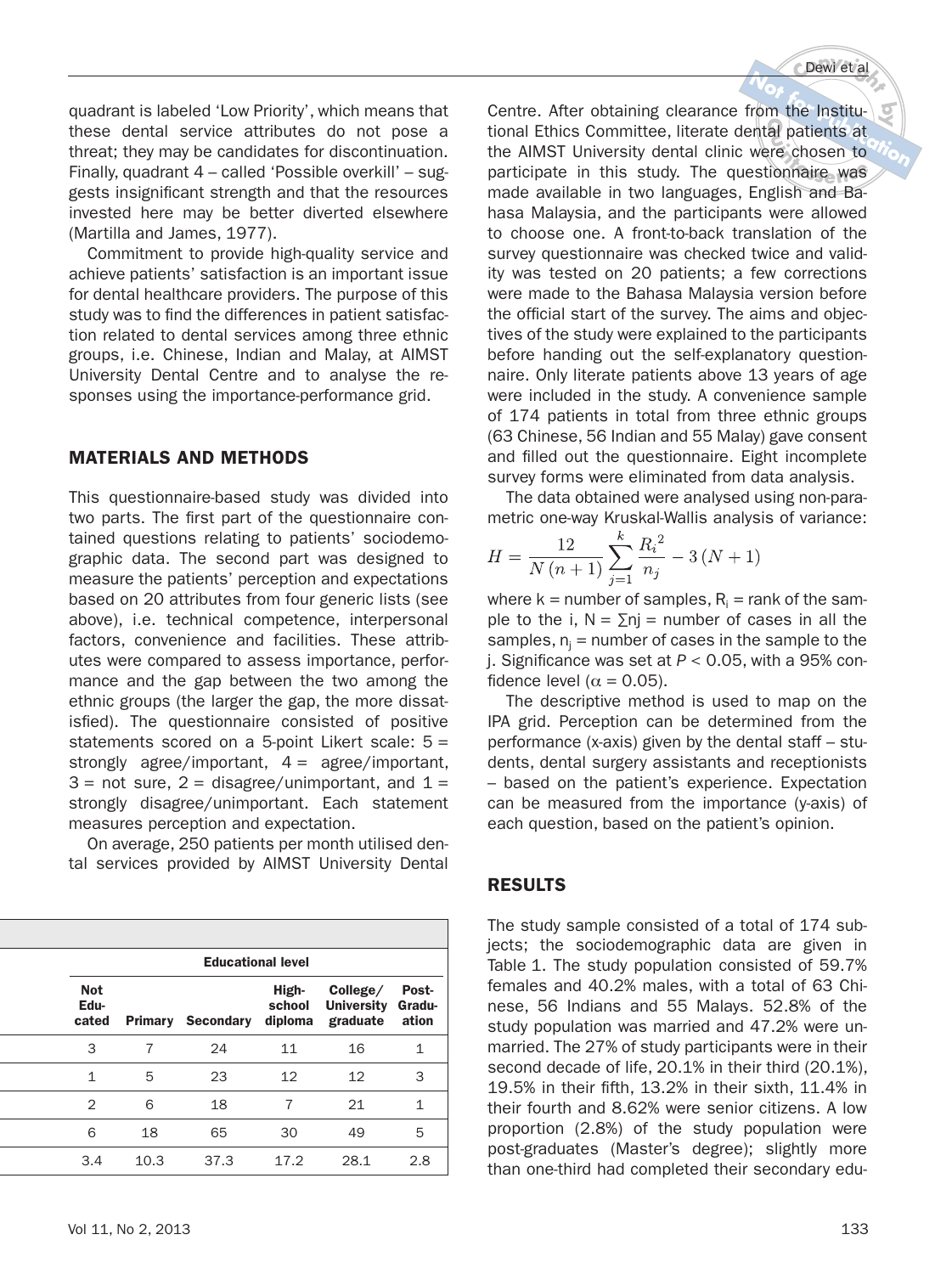quadrant is labeled 'Low Priority', which means that these dental service attributes do not pose a threat; they may be candidates for discontinuation. Finally, quadrant 4 – called 'Possible overkill' – suggests insignificant strength and that the resources invested here may be better diverted elsewhere (Martilla and James, 1977).

Commitment to provide high-quality service and achieve patients' satisfaction is an important issue for dental healthcare providers. The purpose of this study was to find the differences in patient satisfaction related to dental services among three ethnic groups, i.e. Chinese, Indian and Malay, at AIMST University Dental Centre and to analyse the responses using the importance-performance grid.

## MATERIALS AND METHODS

This questionnaire-based study was divided into two parts. The first part of the questionnaire contained questions relating to patients' sociodemographic data. The second part was designed to measure the patients' perception and expectations based on 20 attributes from four generic lists (see above), i.e. technical competence, interpersonal factors, convenience and facilities. These attributes were compared to assess importance, performance and the gap between the two among the ethnic groups (the larger the gap, the more dissatisfied). The questionnaire consisted of positive statements scored on a 5-point Likert scale: 5 = strongly agree/important, 4 = agree/important, 3 = not sure, 2 = disagree/unimportant, and 1 = strongly disagree/unimportant. Each statement measures perception and expectation.

On average, 250 patients per month utilised dental services provided by AIMST University Dental Centre. After obtaining clearance from the Institutional Ethics Committee, literate dental patients at the AIMST University dental clinic were chosen to participate in this study. The questionnaire was made available in two languages, English and Bahasa Malaysia, and the participants were allowed to choose one. A front-to-back translation of the survey questionnaire was checked twice and validity was tested on 20 patients; a few corrections were made to the Bahasa Malaysia version before the official start of the survey. The aims and objectives of the study were explained to the participants before handing out the self-explanatory questionnaire. Only literate patients above 13 years of age were included in the study. A convenience sample of 174 patients in total from three ethnic groups (63 Chinese, 56 Indian and 55 Malay) gave consent and filled out the questionnaire. Eight incomplete survey forms were eliminated from data analysis.

The data obtained were analysed using non-parametric one-way Kruskal-Wallis analysis of variance:

$$H = \frac{12}{N(n+1)} \sum_{j=1}^{k} \frac{R_i^2}{n_j} - 3(N+1)$$

where k = number of samples, $R_i$ = rank of the sample to the i, $N = \sum nj$ = number of cases in all the samples, $n_j$ = number of cases in the sample to the j. Significance was set at $P < 0.05$, with a 95% confidence level ($\alpha = 0.05$).

The descriptive method is used to map on the IPA grid. Perception can be determined from the performance (x-axis) given by the dental staff – students, dental surgery assistants and receptionists – based on the patient's experience. Expectation can be measured from the importance (y-axis) of each question, based on the patient's opinion.

| Educational level | | | | | |
|---|---|---|---|---|---|
| Not Educated | Primary | Secondary | High-school diploma | College/ University graduate | Post-Graduation |
| 3 | 7 | 24 | 11 | 16 | 1 |
| 1 | 5 | 23 | 12 | 12 | 3 |
| 2 | 6 | 18 | 7 | 21 | 1 |
| 6 | 18 | 65 | 30 | 49 | 5 |
| 3.4 | 10.3 | 37.3 | 17.2 | 28.1 | 2.8 |

## RESULTS

The study sample consisted of a total of 174 subjects; the sociodemographic data are given in Table 1. The study population consisted of 59.7% females and 40.2% males, with a total of 63 Chinese, 56 Indians and 55 Malays. 52.8% of the study population was married and 47.2% were unmarried. The 27% of study participants were in their second decade of life, 20.1% in their third (20.1%), 19.5% in their fifth, 13.2% in their sixth, 11.4% in their fourth and 8.62% were senior citizens. A low proportion (2.8%) of the study population were post-graduates (Master's degree); slightly more than one-third had completed their secondary edu-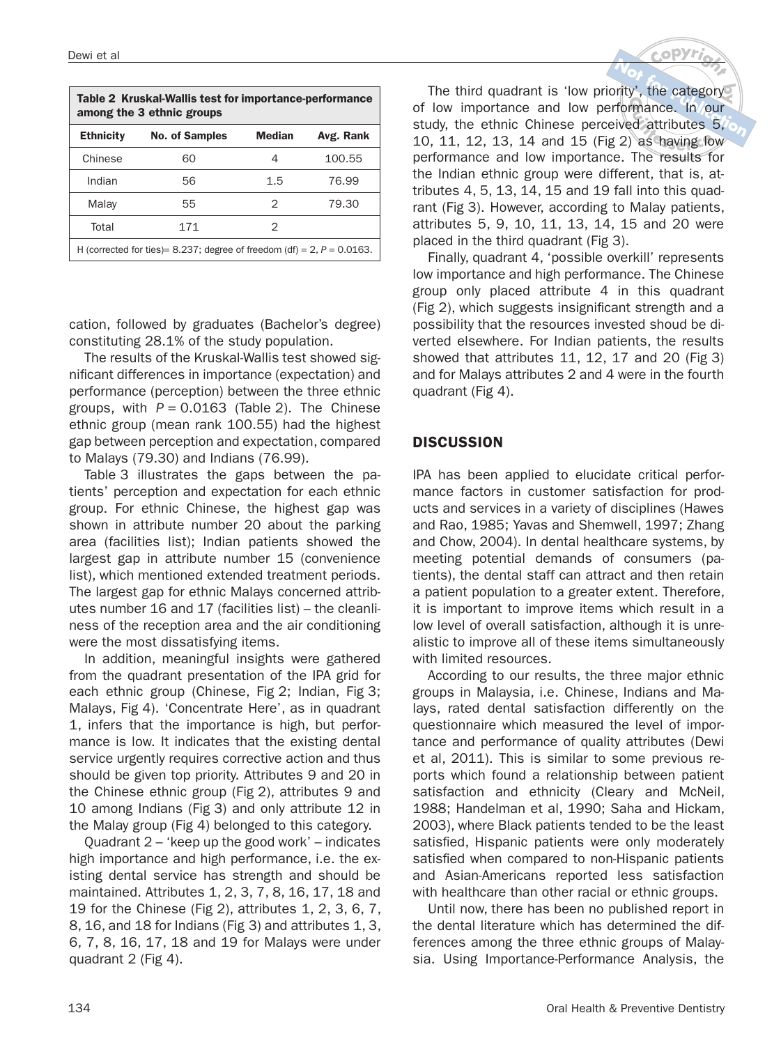**Table 2 Kruskal-Wallis test for importance-performance among the 3 ethnic groups**

| Ethnicity | No. of Samples | Median | Avg. Rank |
|---|---|---|---|
| Chinese | 60 | 4 | 100.55 |
| Indian | 56 | 1.5 | 76.99 |
| Malay | 55 | 2 | 79.30 |
| Total | 171 | 2 | |

H (corrected for ties)= 8.237; degree of freedom (df) = 2, $P = 0.0163$.

cation, followed by graduates (Bachelor's degree) constituting 28.1% of the study population.

The results of the Kruskal-Wallis test showed significant differences in importance (expectation) and performance (perception) between the three ethnic groups, with $P = 0.0163$ (Table 2). The Chinese ethnic group (mean rank 100.55) had the highest gap between perception and expectation, compared to Malays (79.30) and Indians (76.99).

Table 3 illustrates the gaps between the patients' perception and expectation for each ethnic group. For ethnic Chinese, the highest gap was shown in attribute number 20 about the parking area (facilities list); Indian patients showed the largest gap in attribute number 15 (convenience list), which mentioned extended treatment periods. The largest gap for ethnic Malays concerned attributes number 16 and 17 (facilities list) – the cleanliness of the reception area and the air conditioning were the most dissatisfying items.

In addition, meaningful insights were gathered from the quadrant presentation of the IPA grid for each ethnic group (Chinese, Fig 2; Indian, Fig 3; Malays, Fig 4). 'Concentrate Here', as in quadrant 1, infers that the importance is high, but performance is low. It indicates that the existing dental service urgently requires corrective action and thus should be given top priority. Attributes 9 and 20 in the Chinese ethnic group (Fig 2), attributes 9 and 10 among Indians (Fig 3) and only attribute 12 in the Malay group (Fig 4) belonged to this category.

Quadrant 2 – 'keep up the good work' – indicates high importance and high performance, i.e. the existing dental service has strength and should be maintained. Attributes 1, 2, 3, 7, 8, 16, 17, 18 and 19 for the Chinese (Fig 2), attributes 1, 2, 3, 6, 7, 8, 16, and 18 for Indians (Fig 3) and attributes 1, 3, 6, 7, 8, 16, 17, 18 and 19 for Malays were under quadrant 2 (Fig 4).

The third quadrant is 'low priority', the category of low importance and low performance. In our study, the ethnic Chinese perceived attributes 5, 10, 11, 12, 13, 14 and 15 (Fig 2) as having low performance and low importance. The results for the Indian ethnic group were different, that is, attributes 4, 5, 13, 14, 15 and 19 fall into this quadrant (Fig 3). However, according to Malay patients, attributes 5, 9, 10, 11, 13, 14, 15 and 20 were placed in the third quadrant (Fig 3).

Finally, quadrant 4, 'possible overkill' represents low importance and high performance. The Chinese group only placed attribute 4 in this quadrant (Fig 2), which suggests insignificant strength and a possibility that the resources invested shoud be diverted elsewhere. For Indian patients, the results showed that attributes 11, 12, 17 and 20 (Fig 3) and for Malays attributes 2 and 4 were in the fourth quadrant (Fig 4).

## DISCUSSION

IPA has been applied to elucidate critical performance factors in customer satisfaction for products and services in a variety of disciplines (Hawes and Rao, 1985; Yavas and Shemwell, 1997; Zhang and Chow, 2004). In dental healthcare systems, by meeting potential demands of consumers (patients), the dental staff can attract and then retain a patient population to a greater extent. Therefore, it is important to improve items which result in a low level of overall satisfaction, although it is unrealistic to improve all of these items simultaneously with limited resources.

According to our results, the three major ethnic groups in Malaysia, i.e. Chinese, Indians and Malays, rated dental satisfaction differently on the questionnaire which measured the level of importance and performance of quality attributes (Dewi et al, 2011). This is similar to some previous reports which found a relationship between patient satisfaction and ethnicity (Cleary and McNeil, 1988; Handelman et al, 1990; Saha and Hickam, 2003), where Black patients tended to be the least satisfied, Hispanic patients were only moderately satisfied when compared to non-Hispanic patients and Asian-Americans reported less satisfaction with healthcare than other racial or ethnic groups.

Until now, there has been no published report in the dental literature which has determined the differences among the three ethnic groups of Malaysia. Using Importance-Performance Analysis, the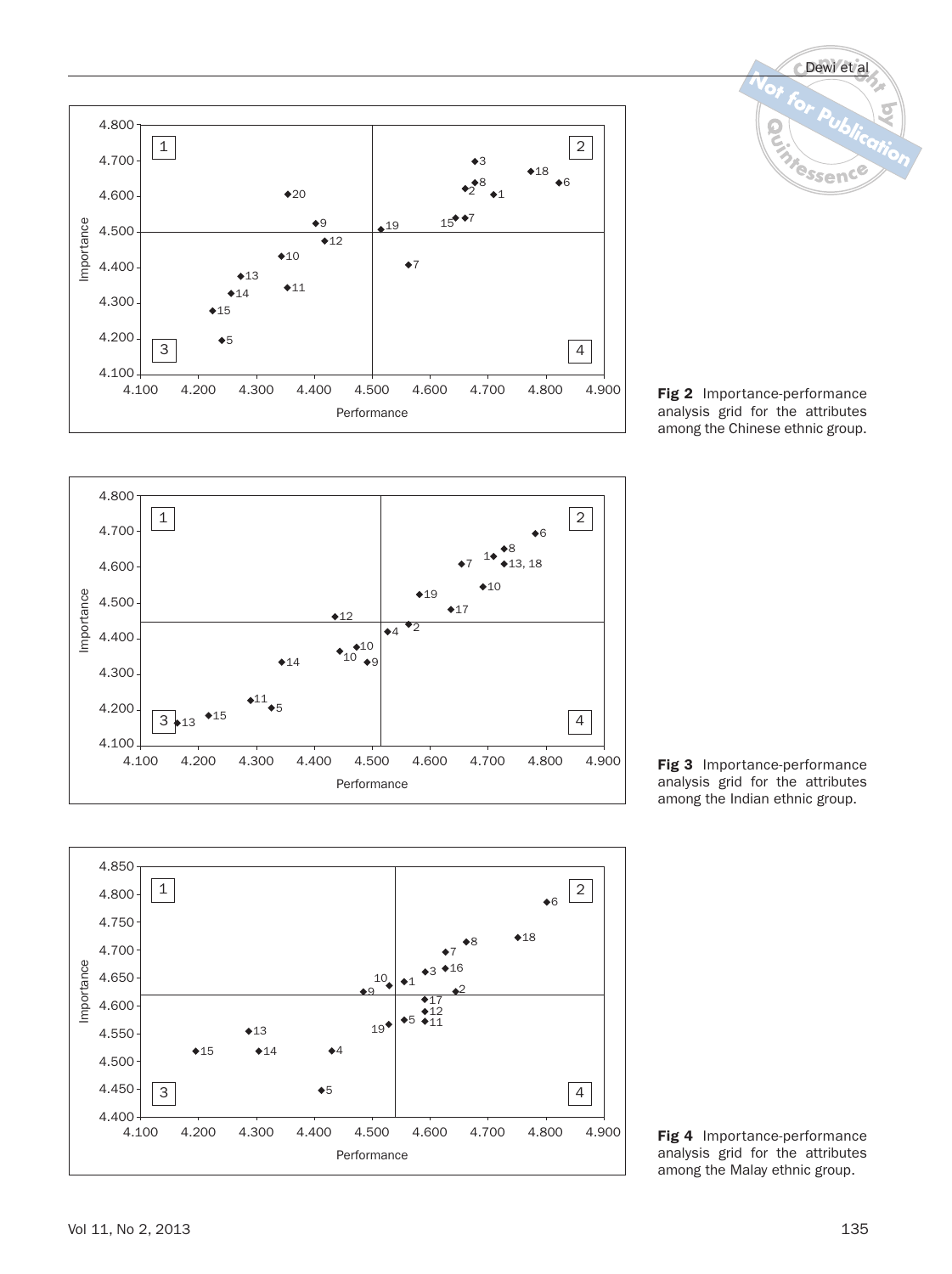Fig 2 Importance-performance analysis grid for the attributes among the Chinese ethnic group.

Fig 3 Importance-performance analysis grid for the attributes among the Indian ethnic group.

Fig 4 Importance-performance analysis grid for the attributes among the Malay ethnic group.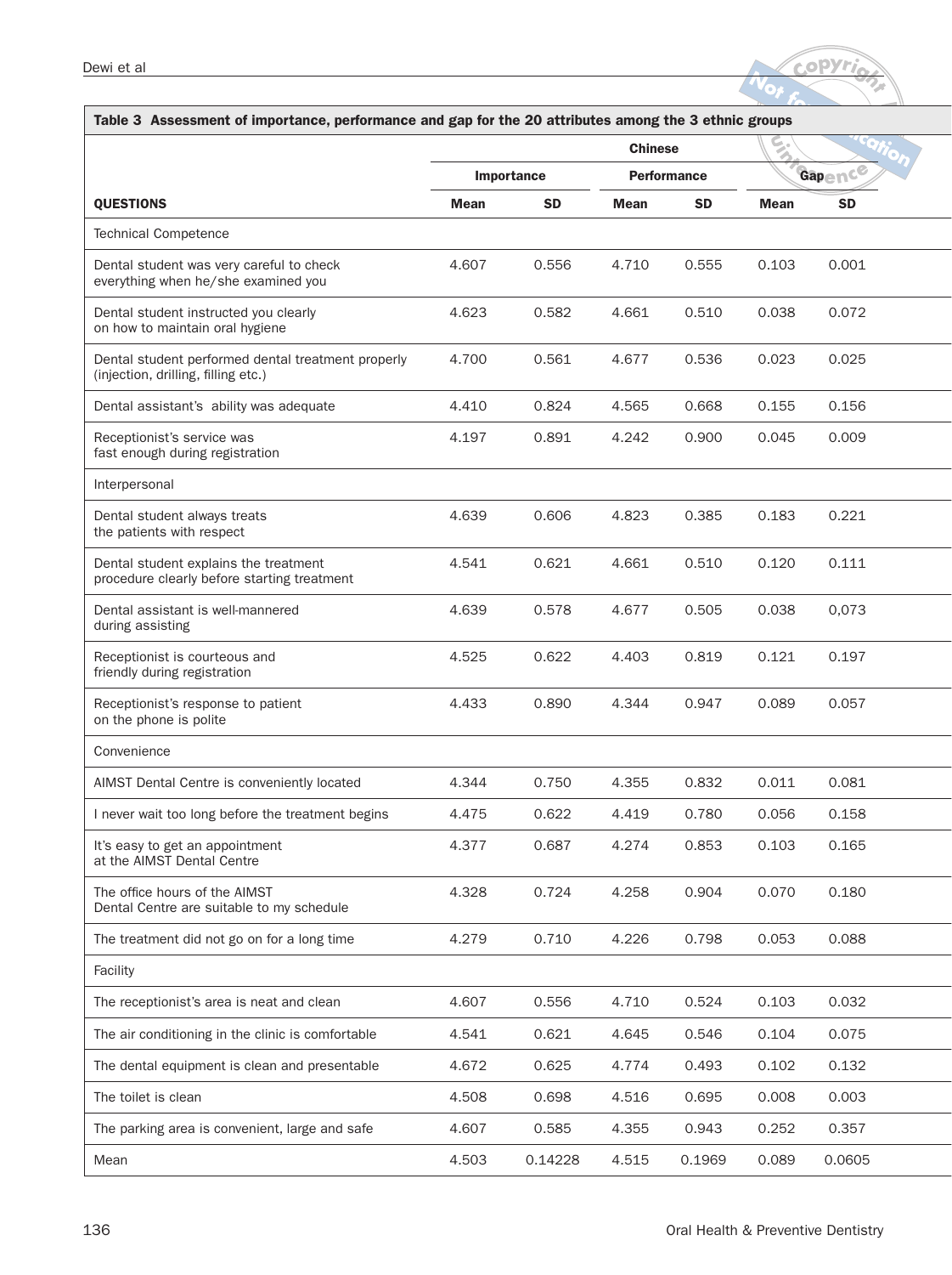**Table 3 Assessment of importance, performance and gap for the 20 attributes among the 3 ethnic groups**

| | Chinese | | | | | |
|---|---|---|---|---|---|---|
| | Importance | | Performance | | Gap | |
| **QUESTIONS** | **Mean** | **SD** | **Mean** | **SD** | **Mean** | **SD** |
| Technical Competence | | | | | | |
| Dental student was very careful to check everything when he/she examined you | 4.607 | 0.556 | 4.710 | 0.555 | 0.103 | 0.001 |
| Dental student instructed you clearly on how to maintain oral hygiene | 4.623 | 0.582 | 4.661 | 0.510 | 0.038 | 0.072 |
| Dental student performed dental treatment properly (injection, drilling, filling etc.) | 4.700 | 0.561 | 4.677 | 0.536 | 0.023 | 0.025 |
| Dental assistant's ability was adequate | 4.410 | 0.824 | 4.565 | 0.668 | 0.155 | 0.156 |
| Receptionist's service was fast enough during registration | 4.197 | 0.891 | 4.242 | 0.900 | 0.045 | 0.009 |
| Interpersonal | | | | | | |
| Dental student always treats the patients with respect | 4.639 | 0.606 | 4.823 | 0.385 | 0.183 | 0.221 |
| Dental student explains the treatment procedure clearly before starting treatment | 4.541 | 0.621 | 4.661 | 0.510 | 0.120 | 0.111 |
| Dental assistant is well-mannered during assisting | 4.639 | 0.578 | 4.677 | 0.505 | 0.038 | 0,073 |
| Receptionist is courteous and friendly during registration | 4.525 | 0.622 | 4.403 | 0.819 | 0.121 | 0.197 |
| Receptionist's response to patient on the phone is polite | 4.433 | 0.890 | 4.344 | 0.947 | 0.089 | 0.057 |
| Convenience | | | | | | |
| AIMST Dental Centre is conveniently located | 4.344 | 0.750 | 4.355 | 0.832 | 0.011 | 0.081 |
| I never wait too long before the treatment begins | 4.475 | 0.622 | 4.419 | 0.780 | 0.056 | 0.158 |
| It's easy to get an appointment at the AIMST Dental Centre | 4.377 | 0.687 | 4.274 | 0.853 | 0.103 | 0.165 |
| The office hours of the AIMST Dental Centre are suitable to my schedule | 4.328 | 0.724 | 4.258 | 0.904 | 0.070 | 0.180 |
| The treatment did not go on for a long time | 4.279 | 0.710 | 4.226 | 0.798 | 0.053 | 0.088 |
| Facility | | | | | | |
| The receptionist's area is neat and clean | 4.607 | 0.556 | 4.710 | 0.524 | 0.103 | 0.032 |
| The air conditioning in the clinic is comfortable | 4.541 | 0.621 | 4.645 | 0.546 | 0.104 | 0.075 |
| The dental equipment is clean and presentable | 4.672 | 0.625 | 4.774 | 0.493 | 0.102 | 0.132 |
| The toilet is clean | 4.508 | 0.698 | 4.516 | 0.695 | 0.008 | 0.003 |
| The parking area is convenient, large and safe | 4.607 | 0.585 | 4.355 | 0.943 | 0.252 | 0.357 |
| Mean | 4.503 | 0.14228 | 4.515 | 0.1969 | 0.089 | 0.0605 |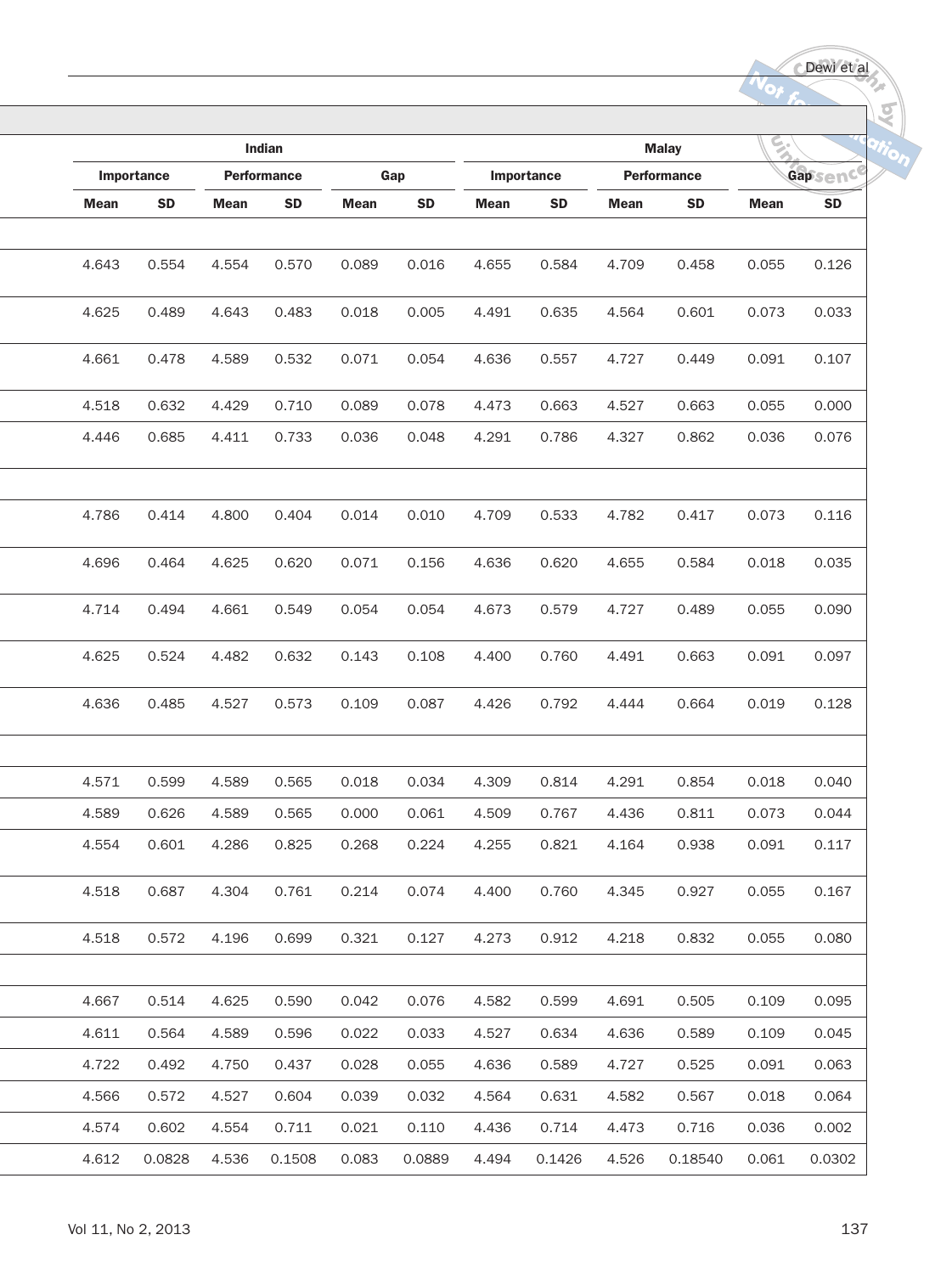| Indian | | | | | | Malay | | | | | |
|---|---|---|---|---|---|---|---|---|---|---|---|
| Importance | | Performance | | Gap | | Importance | | Performance | | Gap | |
| Mean | SD | Mean | SD | Mean | SD | Mean | SD | Mean | SD | Mean | SD |
| | | | | | | | | | | | |
| 4.643 | 0.554 | 4.554 | 0.570 | 0.089 | 0.016 | 4.655 | 0.584 | 4.709 | 0.458 | 0.055 | 0.126 |
| 4.625 | 0.489 | 4.643 | 0.483 | 0.018 | 0.005 | 4.491 | 0.635 | 4.564 | 0.601 | 0.073 | 0.033 |
| 4.661 | 0.478 | 4.589 | 0.532 | 0.071 | 0.054 | 4.636 | 0.557 | 4.727 | 0.449 | 0.091 | 0.107 |
| 4.518 | 0.632 | 4.429 | 0.710 | 0.089 | 0.078 | 4.473 | 0.663 | 4.527 | 0.663 | 0.055 | 0.000 |
| 4.446 | 0.685 | 4.411 | 0.733 | 0.036 | 0.048 | 4.291 | 0.786 | 4.327 | 0.862 | 0.036 | 0.076 |
| | | | | | | | | | | | |
| 4.786 | 0.414 | 4.800 | 0.404 | 0.014 | 0.010 | 4.709 | 0.533 | 4.782 | 0.417 | 0.073 | 0.116 |
| 4.696 | 0.464 | 4.625 | 0.620 | 0.071 | 0.156 | 4.636 | 0.620 | 4.655 | 0.584 | 0.018 | 0.035 |
| 4.714 | 0.494 | 4.661 | 0.549 | 0.054 | 0.054 | 4.673 | 0.579 | 4.727 | 0.489 | 0.055 | 0.090 |
| 4.625 | 0.524 | 4.482 | 0.632 | 0.143 | 0.108 | 4.400 | 0.760 | 4.491 | 0.663 | 0.091 | 0.097 |
| 4.636 | 0.485 | 4.527 | 0.573 | 0.109 | 0.087 | 4.426 | 0.792 | 4.444 | 0.664 | 0.019 | 0.128 |
| | | | | | | | | | | | |
| 4.571 | 0.599 | 4.589 | 0.565 | 0.018 | 0.034 | 4.309 | 0.814 | 4.291 | 0.854 | 0.018 | 0.040 |
| 4.589 | 0.626 | 4.589 | 0.565 | 0.000 | 0.061 | 4.509 | 0.767 | 4.436 | 0.811 | 0.073 | 0.044 |
| 4.554 | 0.601 | 4.286 | 0.825 | 0.268 | 0.224 | 4.255 | 0.821 | 4.164 | 0.938 | 0.091 | 0.117 |
| 4.518 | 0.687 | 4.304 | 0.761 | 0.214 | 0.074 | 4.400 | 0.760 | 4.345 | 0.927 | 0.055 | 0.167 |
| 4.518 | 0.572 | 4.196 | 0.699 | 0.321 | 0.127 | 4.273 | 0.912 | 4.218 | 0.832 | 0.055 | 0.080 |
| | | | | | | | | | | | |
| 4.667 | 0.514 | 4.625 | 0.590 | 0.042 | 0.076 | 4.582 | 0.599 | 4.691 | 0.505 | 0.109 | 0.095 |
| 4.611 | 0.564 | 4.589 | 0.596 | 0.022 | 0.033 | 4.527 | 0.634 | 4.636 | 0.589 | 0.109 | 0.045 |
| 4.722 | 0.492 | 4.750 | 0.437 | 0.028 | 0.055 | 4.636 | 0.589 | 4.727 | 0.525 | 0.091 | 0.063 |
| 4.566 | 0.572 | 4.527 | 0.604 | 0.039 | 0.032 | 4.564 | 0.631 | 4.582 | 0.567 | 0.018 | 0.064 |
| 4.574 | 0.602 | 4.554 | 0.711 | 0.021 | 0.110 | 4.436 | 0.714 | 4.473 | 0.716 | 0.036 | 0.002 |
| 4.612 | 0.0828 | 4.536 | 0.1508 | 0.083 | 0.0889 | 4.494 | 0.1426 | 4.526 | 0.18540 | 0.061 | 0.0302 |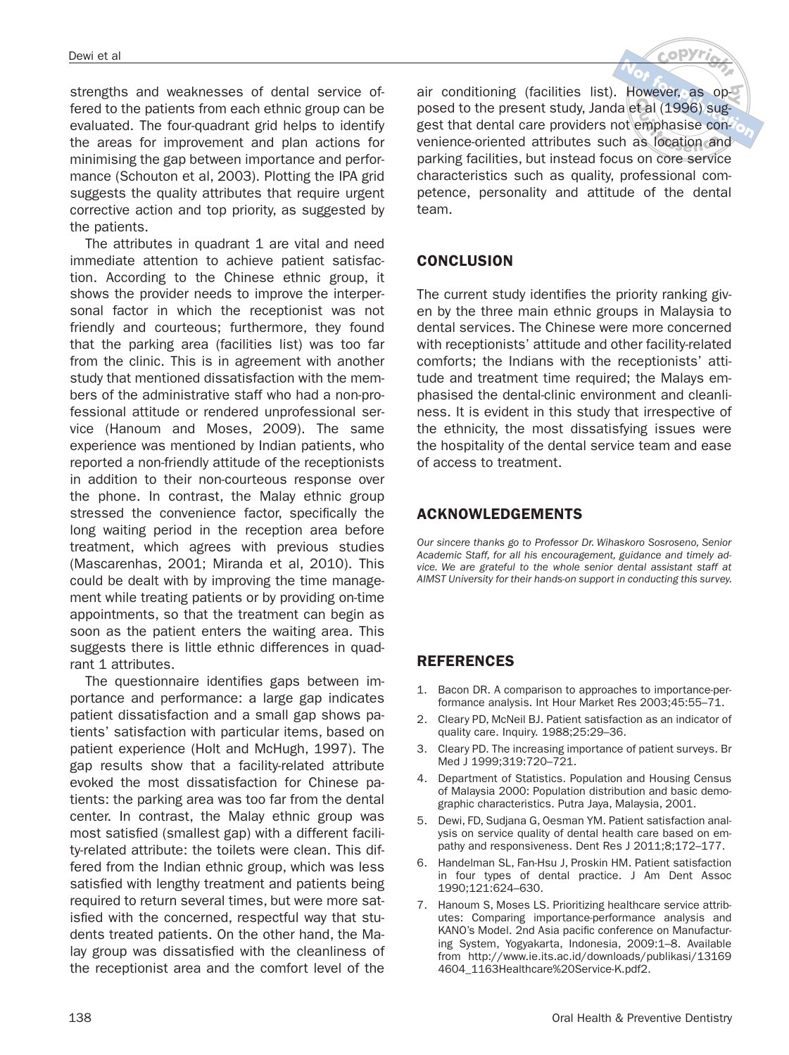strengths and weaknesses of dental service offered to the patients from each ethnic group can be evaluated. The four-quadrant grid helps to identify the areas for improvement and plan actions for minimising the gap between importance and performance (Schouton et al, 2003). Plotting the IPA grid suggests the quality attributes that require urgent corrective action and top priority, as suggested by the patients.

The attributes in quadrant 1 are vital and need immediate attention to achieve patient satisfaction. According to the Chinese ethnic group, it shows the provider needs to improve the interpersonal factor in which the receptionist was not friendly and courteous; furthermore, they found that the parking area (facilities list) was too far from the clinic. This is in agreement with another study that mentioned dissatisfaction with the members of the administrative staff who had a non-professional attitude or rendered unprofessional service (Hanoum and Moses, 2009). The same experience was mentioned by Indian patients, who reported a non-friendly attitude of the receptionists in addition to their non-courteous response over the phone. In contrast, the Malay ethnic group stressed the convenience factor, specifically the long waiting period in the reception area before treatment, which agrees with previous studies (Mascarenhas, 2001; Miranda et al, 2010). This could be dealt with by improving the time management while treating patients or by providing on-time appointments, so that the treatment can begin as soon as the patient enters the waiting area. This suggests there is little ethnic differences in quadrant 1 attributes.

The questionnaire identifies gaps between importance and performance: a large gap indicates patient dissatisfaction and a small gap shows patients' satisfaction with particular items, based on patient experience (Holt and McHugh, 1997). The gap results show that a facility-related attribute evoked the most dissatisfaction for Chinese patients: the parking area was too far from the dental center. In contrast, the Malay ethnic group was most satisfied (smallest gap) with a different facility-related attribute: the toilets were clean. This differed from the Indian ethnic group, which was less satisfied with lengthy treatment and patients being required to return several times, but were more satisfied with the concerned, respectful way that students treated patients. On the other hand, the Malay group was dissatisfied with the cleanliness of the receptionist area and the comfort level of the air conditioning (facilities list). However, as opposed to the present study, Janda et al (1996) suggest that dental care providers not emphasise convenience-oriented attributes such as location and parking facilities, but instead focus on core service characteristics such as quality, professional competence, personality and attitude of the dental team.

## CONCLUSION

The current study identifies the priority ranking given by the three main ethnic groups in Malaysia to dental services. The Chinese were more concerned with receptionists' attitude and other facility-related comforts; the Indians with the receptionists' attitude and treatment time required; the Malays emphasised the dental-clinic environment and cleanliness. It is evident in this study that irrespective of the ethnicity, the most dissatisfying issues were the hospitality of the dental service team and ease of access to treatment.

## ACKNOWLEDGEMENTS

*Our sincere thanks go to Professor Dr. Wihaskoro Sosroseno, Senior Academic Staff, for all his encouragement, guidance and timely advice. We are grateful to the whole senior dental assistant staff at AIMST University for their hands-on support in conducting this survey.*

## REFERENCES

1. Bacon DR. A comparison to approaches to importance-performance analysis. Int Hour Market Res 2003;45:55–71.
2. Cleary PD, McNeil BJ. Patient satisfaction as an indicator of quality care. Inquiry. 1988;25:29–36.
3. Cleary PD. The increasing importance of patient surveys. Br Med J 1999;319:720–721.
4. Department of Statistics. Population and Housing Census of Malaysia 2000: Population distribution and basic demographic characteristics. Putra Jaya, Malaysia, 2001.
5. Dewi, FD, Sudjana G, Oesman YM. Patient satisfaction analysis on service quality of dental health care based on empathy and responsiveness. Dent Res J 2011;8;172–177.
6. Handelman SL, Fan-Hsu J, Proskin HM. Patient satisfaction in four types of dental practice. J Am Dent Assoc 1990;121:624–630.
7. Hanoum S, Moses LS. Prioritizing healthcare service attributes: Comparing importance-performance analysis and KANO's Model. 2nd Asia pacific conference on Manufacturing System, Yogyakarta, Indonesia, 2009:1–8. Available from http://www.ie.its.ac.id/downloads/publikasi/131694604_1163Healthcare%20Service-K.pdf2.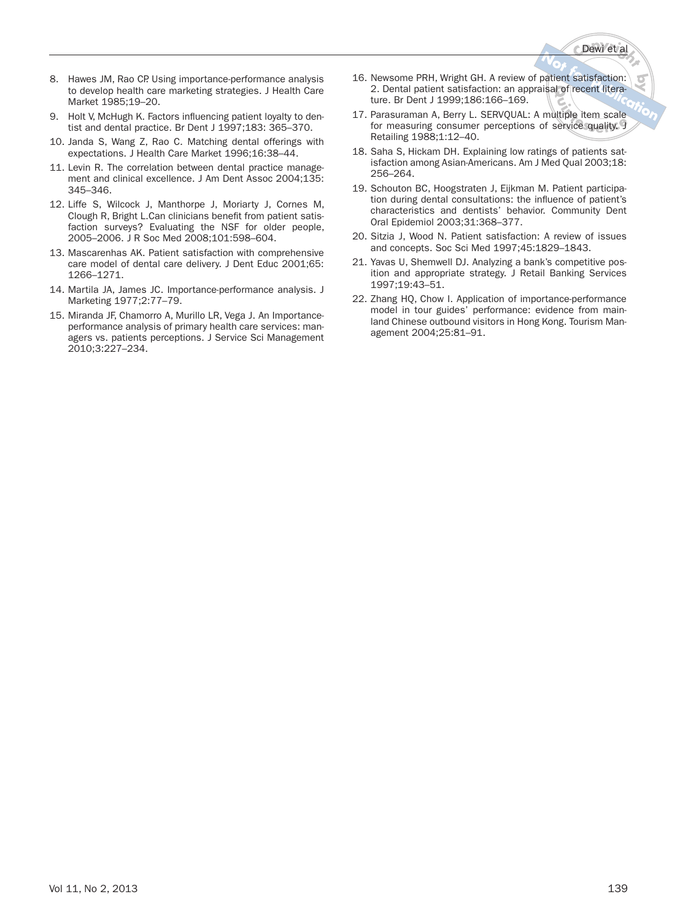8. Hawes JM, Rao CP. Using importance-performance analysis to develop health care marketing strategies. J Health Care Market 1985;19–20.
9. Holt V, McHugh K. Factors influencing patient loyalty to dentist and dental practice. Br Dent J 1997;183: 365–370.
10. Janda S, Wang Z, Rao C. Matching dental offerings with expectations. J Health Care Market 1996;16:38–44.
11. Levin R. The correlation between dental practice management and clinical excellence. J Am Dent Assoc 2004;135: 345–346.
12. Liffe S, Wilcock J, Manthorpe J, Moriarty J, Cornes M, Clough R, Bright L.Can clinicians benefit from patient satisfaction surveys? Evaluating the NSF for older people, 2005–2006. J R Soc Med 2008;101:598–604.
13. Mascarenhas AK. Patient satisfaction with comprehensive care model of dental care delivery. J Dent Educ 2001;65: 1266–1271.
14. Martila JA, James JC. Importance-performance analysis. J Marketing 1977;2:77–79.
15. Miranda JF, Chamorro A, Murillo LR, Vega J. An Importance-performance analysis of primary health care services: managers vs. patients perceptions. J Service Sci Management 2010;3:227–234.
16. Newsome PRH, Wright GH. A review of patient satisfaction: 2. Dental patient satisfaction: an appraisal of recent literature. Br Dent J 1999;186:166–169.
17. Parasuraman A, Berry L. SERVQUAL: A multiple item scale for measuring consumer perceptions of service quality. J Retailing 1988;1:12–40.
18. Saha S, Hickam DH. Explaining low ratings of patients satisfaction among Asian-Americans. Am J Med Qual 2003;18: 256–264.
19. Schouton BC, Hoogstraten J, Eijkman M. Patient participation during dental consultations: the influence of patient's characteristics and dentists' behavior. Community Dent Oral Epidemiol 2003;31:368–377.
20. Sitzia J, Wood N. Patient satisfaction: A review of issues and concepts. Soc Sci Med 1997;45:1829–1843.
21. Yavas U, Shemwell DJ. Analyzing a bank's competitive position and appropriate strategy. J Retail Banking Services 1997;19:43–51.
22. Zhang HQ, Chow I. Application of importance-performance model in tour guides' performance: evidence from mainland Chinese outbound visitors in Hong Kong. Tourism Management 2004;25:81–91.